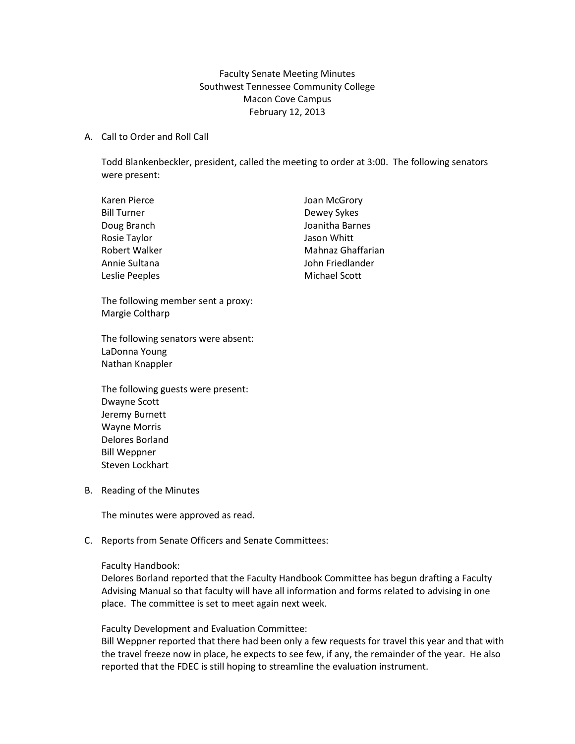# Faculty Senate Meeting Minutes
## Southwest Tennessee Community College
## Macon Cove Campus
## February 12, 2013

A. Call to Order and Roll Call

Todd Blankenbeckler, president, called the meeting to order at 3:00. The following senators were present:

Karen Pierce
Bill Turner
Doug Branch
Rosie Taylor
Robert Walker
Annie Sultana
Leslie Peeples
Joan McGrory
Dewey Sykes
Joanitha Barnes
Jason Whitt
Mahnaz Ghaffarian
John Friedlander
Michael Scott

The following member sent a proxy:
Margie Coltharp

The following senators were absent:
LaDonna Young
Nathan Knappler

The following guests were present:
Dwayne Scott
Jeremy Burnett
Wayne Morris
Delores Borland
Bill Weppner
Steven Lockhart

B. Reading of the Minutes

The minutes were approved as read.

C. Reports from Senate Officers and Senate Committees:

Faculty Handbook:
Delores Borland reported that the Faculty Handbook Committee has begun drafting a Faculty Advising Manual so that faculty will have all information and forms related to advising in one place. The committee is set to meet again next week.

Faculty Development and Evaluation Committee:
Bill Weppner reported that there had been only a few requests for travel this year and that with the travel freeze now in place, he expects to see few, if any, the remainder of the year. He also reported that the FDEC is still hoping to streamline the evaluation instrument.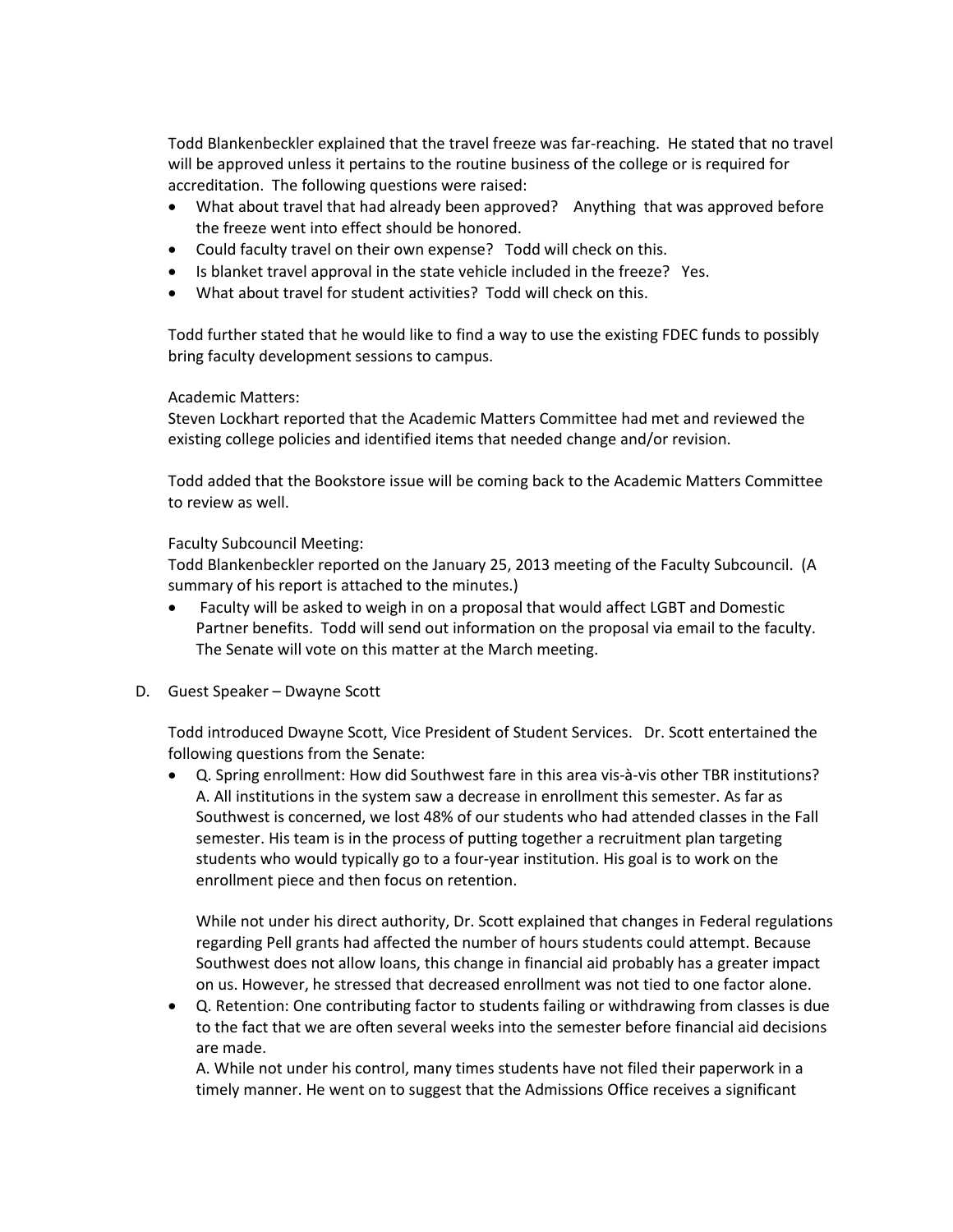Todd Blankenbeckler explained that the travel freeze was far-reaching. He stated that no travel will be approved unless it pertains to the routine business of the college or is required for accreditation. The following questions were raised:

- What about travel that had already been approved? Anything that was approved before the freeze went into effect should be honored.
- Could faculty travel on their own expense? Todd will check on this.
- Is blanket travel approval in the state vehicle included in the freeze? Yes.
- What about travel for student activities? Todd will check on this.

Todd further stated that he would like to find a way to use the existing FDEC funds to possibly bring faculty development sessions to campus.

Academic Matters:
Steven Lockhart reported that the Academic Matters Committee had met and reviewed the existing college policies and identified items that needed change and/or revision.

Todd added that the Bookstore issue will be coming back to the Academic Matters Committee to review as well.

Faculty Subcouncil Meeting:
Todd Blankenbeckler reported on the January 25, 2013 meeting of the Faculty Subcouncil. (A summary of his report is attached to the minutes.)

- Faculty will be asked to weigh in on a proposal that would affect LGBT and Domestic Partner benefits. Todd will send out information on the proposal via email to the faculty. The Senate will vote on this matter at the March meeting.

D. Guest Speaker – Dwayne Scott

Todd introduced Dwayne Scott, Vice President of Student Services. Dr. Scott entertained the following questions from the Senate:

- Q. Spring enrollment: How did Southwest fare in this area vis-à-vis other TBR institutions?
  A. All institutions in the system saw a decrease in enrollment this semester. As far as Southwest is concerned, we lost 48% of our students who had attended classes in the Fall semester. His team is in the process of putting together a recruitment plan targeting students who would typically go to a four-year institution. His goal is to work on the enrollment piece and then focus on retention.

  While not under his direct authority, Dr. Scott explained that changes in Federal regulations regarding Pell grants had affected the number of hours students could attempt. Because Southwest does not allow loans, this change in financial aid probably has a greater impact on us. However, he stressed that decreased enrollment was not tied to one factor alone.
- Q. Retention: One contributing factor to students failing or withdrawing from classes is due to the fact that we are often several weeks into the semester before financial aid decisions are made.
  A. While not under his control, many times students have not filed their paperwork in a timely manner. He went on to suggest that the Admissions Office receives a significant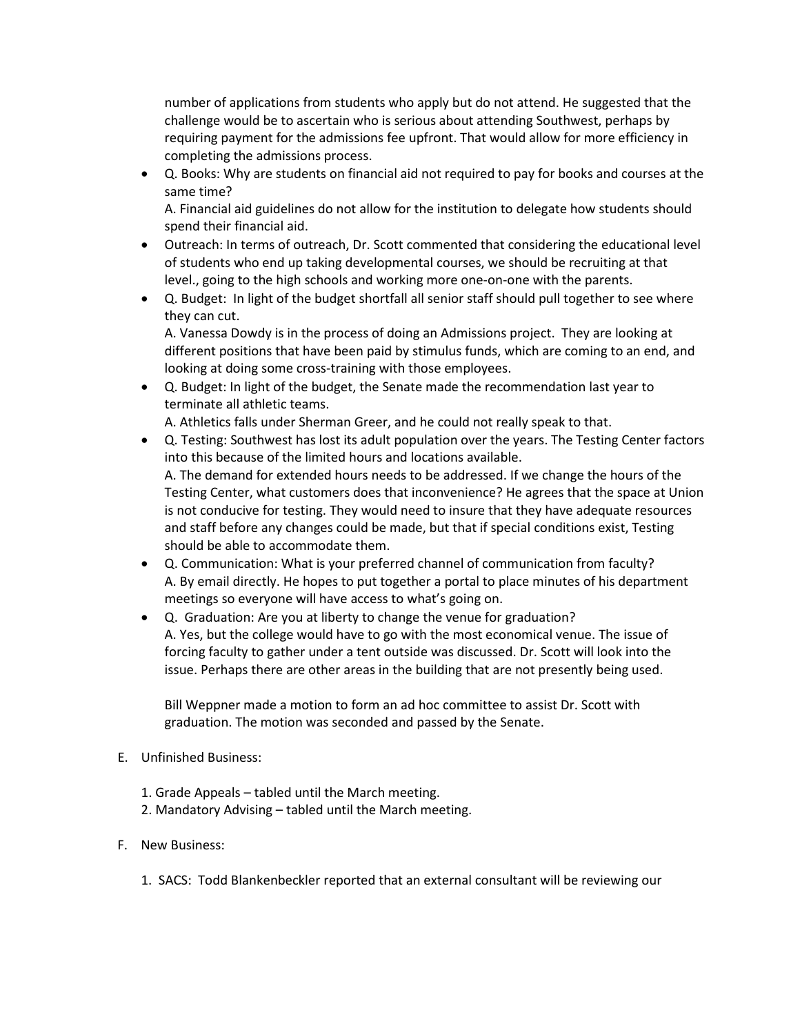number of applications from students who apply but do not attend. He suggested that the challenge would be to ascertain who is serious about attending Southwest, perhaps by requiring payment for the admissions fee upfront. That would allow for more efficiency in completing the admissions process.

- Q. Books: Why are students on financial aid not required to pay for books and courses at the same time?
  A. Financial aid guidelines do not allow for the institution to delegate how students should spend their financial aid.
- Outreach: In terms of outreach, Dr. Scott commented that considering the educational level of students who end up taking developmental courses, we should be recruiting at that level., going to the high schools and working more one-on-one with the parents.
- Q. Budget: In light of the budget shortfall all senior staff should pull together to see where they can cut.
  A. Vanessa Dowdy is in the process of doing an Admissions project. They are looking at different positions that have been paid by stimulus funds, which are coming to an end, and looking at doing some cross-training with those employees.
- Q. Budget: In light of the budget, the Senate made the recommendation last year to terminate all athletic teams.
  A. Athletics falls under Sherman Greer, and he could not really speak to that.
- Q. Testing: Southwest has lost its adult population over the years. The Testing Center factors into this because of the limited hours and locations available.
  A. The demand for extended hours needs to be addressed. If we change the hours of the Testing Center, what customers does that inconvenience? He agrees that the space at Union is not conducive for testing. They would need to insure that they have adequate resources and staff before any changes could be made, but that if special conditions exist, Testing should be able to accommodate them.
- Q. Communication: What is your preferred channel of communication from faculty?
  A. By email directly. He hopes to put together a portal to place minutes of his department meetings so everyone will have access to what's going on.
- Q. Graduation: Are you at liberty to change the venue for graduation?
  A. Yes, but the college would have to go with the most economical venue. The issue of forcing faculty to gather under a tent outside was discussed. Dr. Scott will look into the issue. Perhaps there are other areas in the building that are not presently being used.

  Bill Weppner made a motion to form an ad hoc committee to assist Dr. Scott with graduation. The motion was seconded and passed by the Senate.

E. Unfinished Business:

1. Grade Appeals – tabled until the March meeting.
2. Mandatory Advising – tabled until the March meeting.

F. New Business:

1. SACS: Todd Blankenbeckler reported that an external consultant will be reviewing our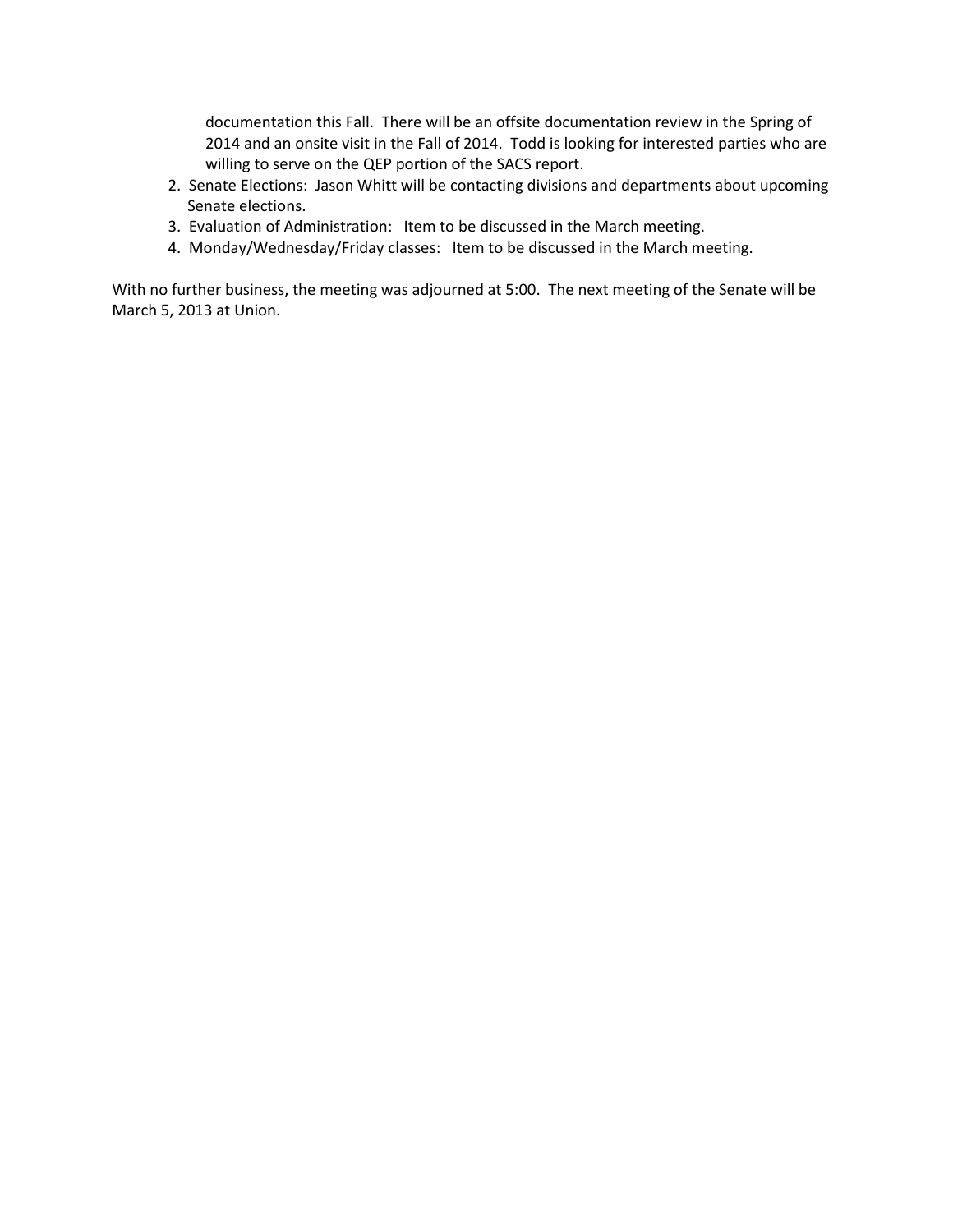documentation this Fall. There will be an offsite documentation review in the Spring of 2014 and an onsite visit in the Fall of 2014. Todd is looking for interested parties who are willing to serve on the QEP portion of the SACS report.

2. Senate Elections: Jason Whitt will be contacting divisions and departments about upcoming Senate elections.
3. Evaluation of Administration: Item to be discussed in the March meeting.
4. Monday/Wednesday/Friday classes: Item to be discussed in the March meeting.

With no further business, the meeting was adjourned at 5:00. The next meeting of the Senate will be March 5, 2013 at Union.